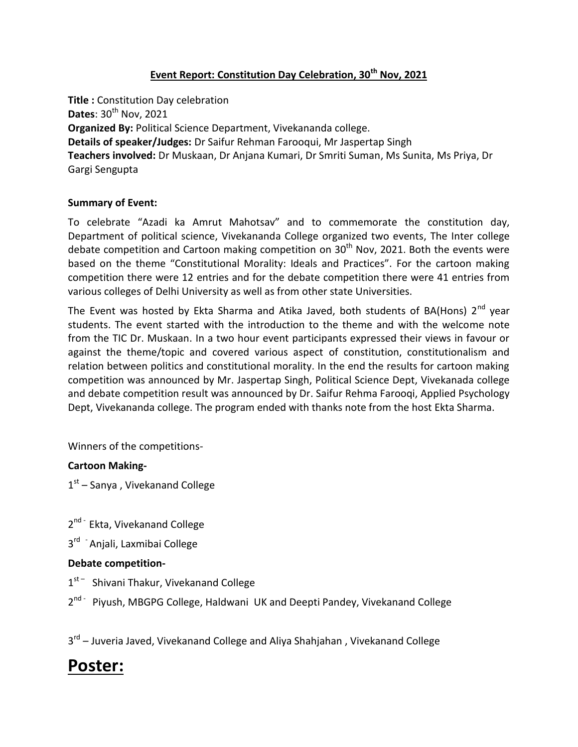## Event Report: Constitution Day Celebration, 30th Nov, 2021

**Title :** Constitution Day celebration
**Dates**: 30th Nov, 2021
**Organized By:** Political Science Department, Vivekananda college.
**Details of speaker/Judges:** Dr Saifur Rehman Farooqui, Mr Jaspertap Singh
**Teachers involved:** Dr Muskaan, Dr Anjana Kumari, Dr Smriti Suman, Ms Sunita, Ms Priya, Dr Gargi Sengupta

**Summary of Event:**

To celebrate "Azadi ka Amrut Mahotsav" and to commemorate the constitution day, Department of political science, Vivekananda College organized two events, The Inter college debate competition and Cartoon making competition on 30th Nov, 2021. Both the events were based on the theme "Constitutional Morality: Ideals and Practices". For the cartoon making competition there were 12 entries and for the debate competition there were 41 entries from various colleges of Delhi University as well as from other state Universities.

The Event was hosted by Ekta Sharma and Atika Javed, both students of BA(Hons) 2nd year students. The event started with the introduction to the theme and with the welcome note from the TIC Dr. Muskaan. In a two hour event participants expressed their views in favour or against the theme/topic and covered various aspect of constitution, constitutionalism and relation between politics and constitutional morality. In the end the results for cartoon making competition was announced by Mr. Jaspertap Singh, Political Science Dept, Vivekanada college and debate competition result was announced by Dr. Saifur Rehma Farooqi, Applied Psychology Dept, Vivekananda college. The program ended with thanks note from the host Ekta Sharma.

Winners of the competitions-

**Cartoon Making-**

1st – Sanya , Vivekanand College

2nd - Ekta, Vivekanand College

3rd - Anjali, Laxmibai College

**Debate competition-**

1st – Shivani Thakur, Vivekanand College

2nd - Piyush, MBGPG College, Haldwani UK and Deepti Pandey, Vivekanand College

3rd – Juveria Javed, Vivekanand College and Aliya Shahjahan , Vivekanand College

# Poster: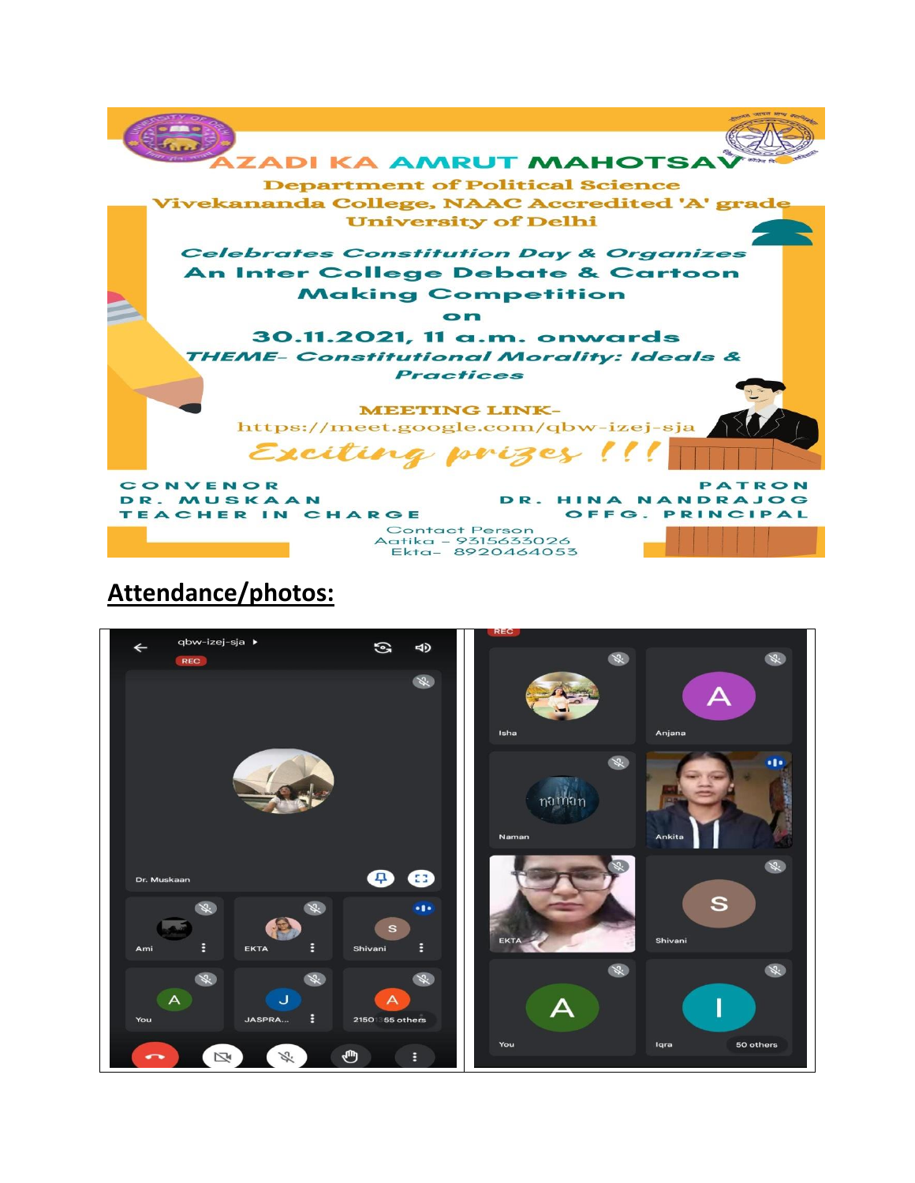# AZADI KA AMRUT MAHOTSAV

**Department of Political Science**
**Vivekananda College, NAAC Accredited 'A' grade**
**University of Delhi**

*Celebrates Constitution Day & Organizes*
**An Inter College Debate & Cartoon Making Competition**
on
**30.11.2021, 11 a.m. onwards**

*THEME- Constitutional Morality: Ideals & Practices*

**MEETING LINK-**
https://meet.google.com/qbw-izej-sja

*Exciting prizes !!!*

CONVENOR
DR. MUSKAAN
TEACHER IN CHARGE

PATRON
DR. HINA NANDRAJOG
OFFG. PRINCIPAL

Contact Person
Aatika – 9315633026
Ekta– 8920464053

## Attendance/photos: